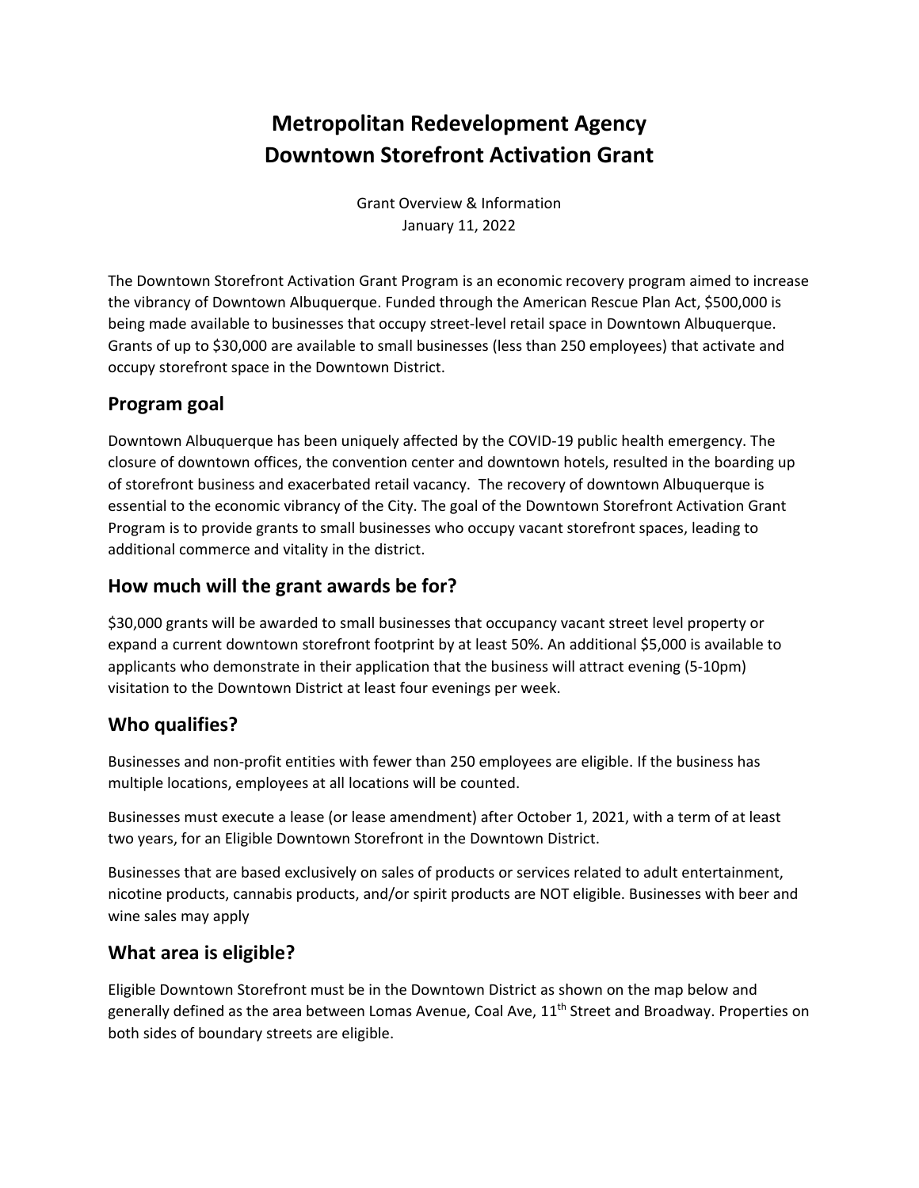# Metropolitan Redevelopment Agency
# Downtown Storefront Activation Grant

Grant Overview & Information
January 11, 2022

The Downtown Storefront Activation Grant Program is an economic recovery program aimed to increase the vibrancy of Downtown Albuquerque. Funded through the American Rescue Plan Act, $500,000 is being made available to businesses that occupy street-level retail space in Downtown Albuquerque. Grants of up to $30,000 are available to small businesses (less than 250 employees) that activate and occupy storefront space in the Downtown District.

## Program goal

Downtown Albuquerque has been uniquely affected by the COVID-19 public health emergency. The closure of downtown offices, the convention center and downtown hotels, resulted in the boarding up of storefront business and exacerbated retail vacancy. The recovery of downtown Albuquerque is essential to the economic vibrancy of the City. The goal of the Downtown Storefront Activation Grant Program is to provide grants to small businesses who occupy vacant storefront spaces, leading to additional commerce and vitality in the district.

## How much will the grant awards be for?

$30,000 grants will be awarded to small businesses that occupancy vacant street level property or expand a current downtown storefront footprint by at least 50%. An additional $5,000 is available to applicants who demonstrate in their application that the business will attract evening (5-10pm) visitation to the Downtown District at least four evenings per week.

## Who qualifies?

Businesses and non-profit entities with fewer than 250 employees are eligible. If the business has multiple locations, employees at all locations will be counted.

Businesses must execute a lease (or lease amendment) after October 1, 2021, with a term of at least two years, for an Eligible Downtown Storefront in the Downtown District.

Businesses that are based exclusively on sales of products or services related to adult entertainment, nicotine products, cannabis products, and/or spirit products are NOT eligible. Businesses with beer and wine sales may apply

## What area is eligible?

Eligible Downtown Storefront must be in the Downtown District as shown on the map below and generally defined as the area between Lomas Avenue, Coal Ave, 11th Street and Broadway. Properties on both sides of boundary streets are eligible.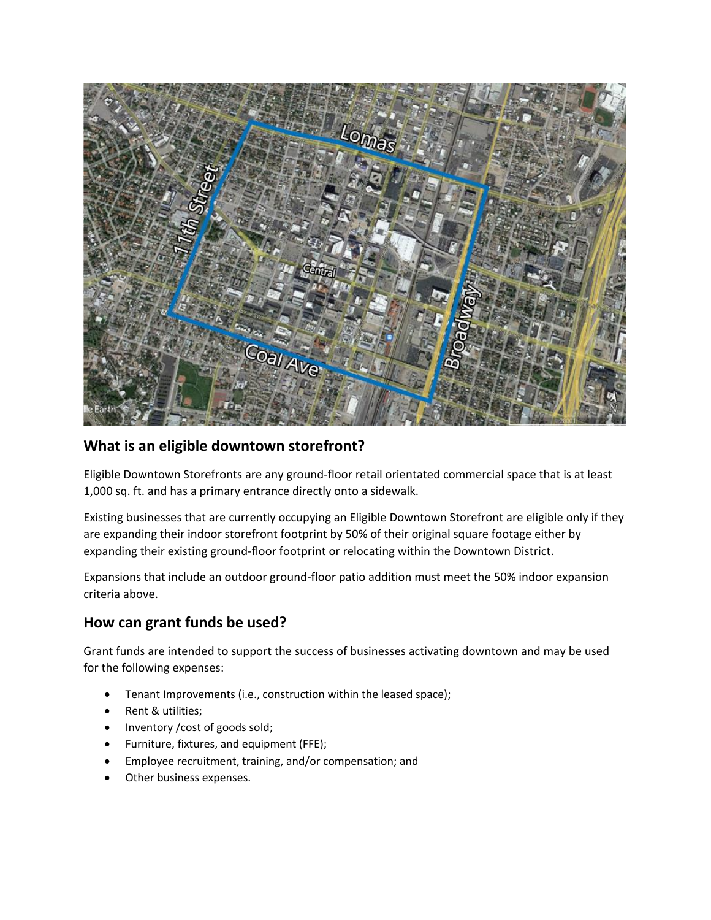## What is an eligible downtown storefront?

Eligible Downtown Storefronts are any ground-floor retail orientated commercial space that is at least 1,000 sq. ft. and has a primary entrance directly onto a sidewalk.

Existing businesses that are currently occupying an Eligible Downtown Storefront are eligible only if they are expanding their indoor storefront footprint by 50% of their original square footage either by expanding their existing ground-floor footprint or relocating within the Downtown District.

Expansions that include an outdoor ground-floor patio addition must meet the 50% indoor expansion criteria above.

## How can grant funds be used?

Grant funds are intended to support the success of businesses activating downtown and may be used for the following expenses:

- Tenant Improvements (i.e., construction within the leased space);
- Rent & utilities;
- Inventory /cost of goods sold;
- Furniture, fixtures, and equipment (FFE);
- Employee recruitment, training, and/or compensation; and
- Other business expenses.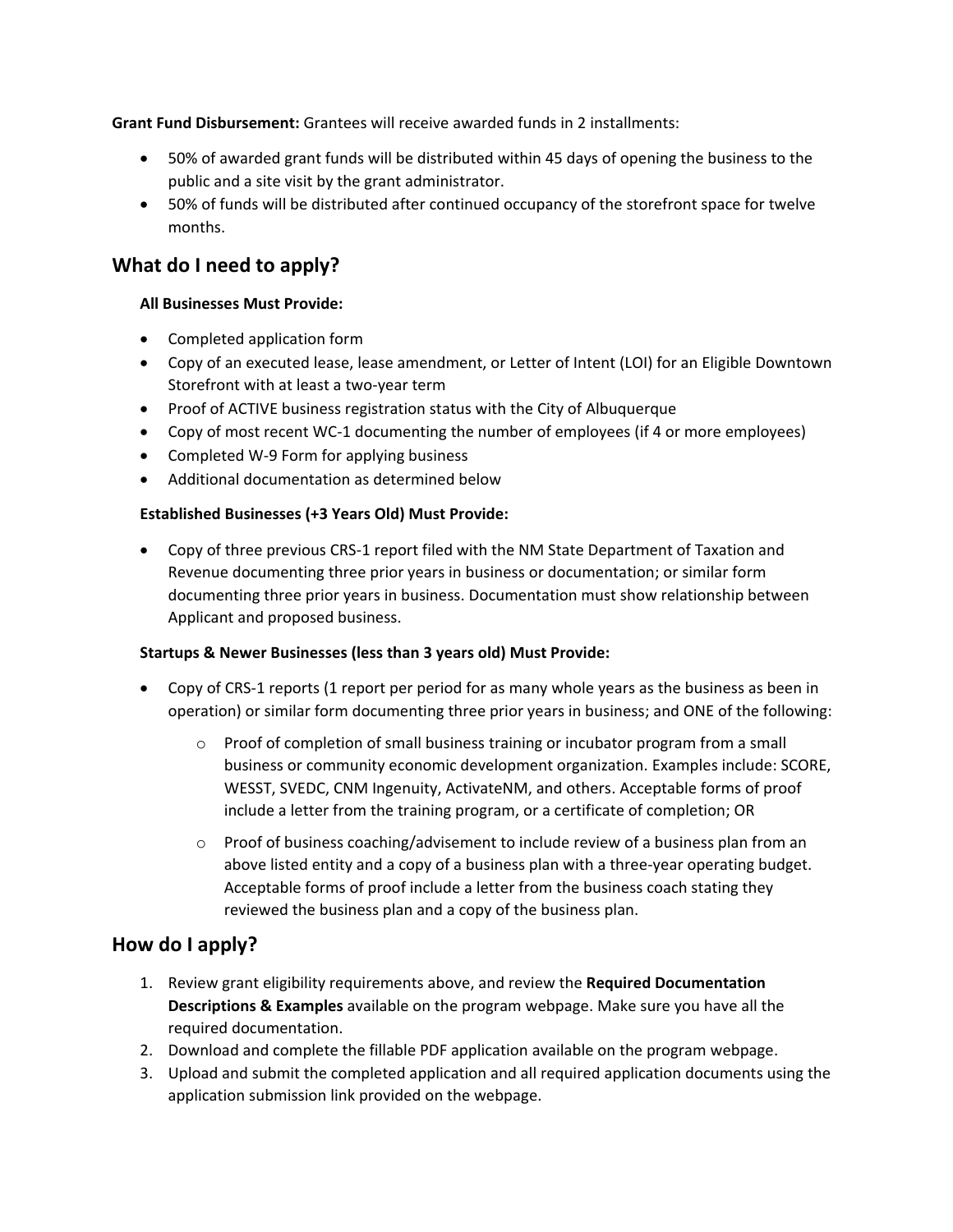**Grant Fund Disbursement:** Grantees will receive awarded funds in 2 installments:

- 50% of awarded grant funds will be distributed within 45 days of opening the business to the public and a site visit by the grant administrator.
- 50% of funds will be distributed after continued occupancy of the storefront space for twelve months.

## What do I need to apply?

**All Businesses Must Provide:**

- Completed application form
- Copy of an executed lease, lease amendment, or Letter of Intent (LOI) for an Eligible Downtown Storefront with at least a two-year term
- Proof of ACTIVE business registration status with the City of Albuquerque
- Copy of most recent WC-1 documenting the number of employees (if 4 or more employees)
- Completed W-9 Form for applying business
- Additional documentation as determined below

**Established Businesses (+3 Years Old) Must Provide:**

- Copy of three previous CRS-1 report filed with the NM State Department of Taxation and Revenue documenting three prior years in business or documentation; or similar form documenting three prior years in business. Documentation must show relationship between Applicant and proposed business.

**Startups & Newer Businesses (less than 3 years old) Must Provide:**

- Copy of CRS-1 reports (1 report per period for as many whole years as the business as been in operation) or similar form documenting three prior years in business; and ONE of the following:
    - Proof of completion of small business training or incubator program from a small business or community economic development organization. Examples include: SCORE, WESST, SVEDC, CNM Ingenuity, ActivateNM, and others. Acceptable forms of proof include a letter from the training program, or a certificate of completion; OR
    - Proof of business coaching/advisement to include review of a business plan from an above listed entity and a copy of a business plan with a three-year operating budget. Acceptable forms of proof include a letter from the business coach stating they reviewed the business plan and a copy of the business plan.

## How do I apply?

1. Review grant eligibility requirements above, and review the **Required Documentation Descriptions & Examples** available on the program webpage. Make sure you have all the required documentation.
2. Download and complete the fillable PDF application available on the program webpage.
3. Upload and submit the completed application and all required application documents using the application submission link provided on the webpage.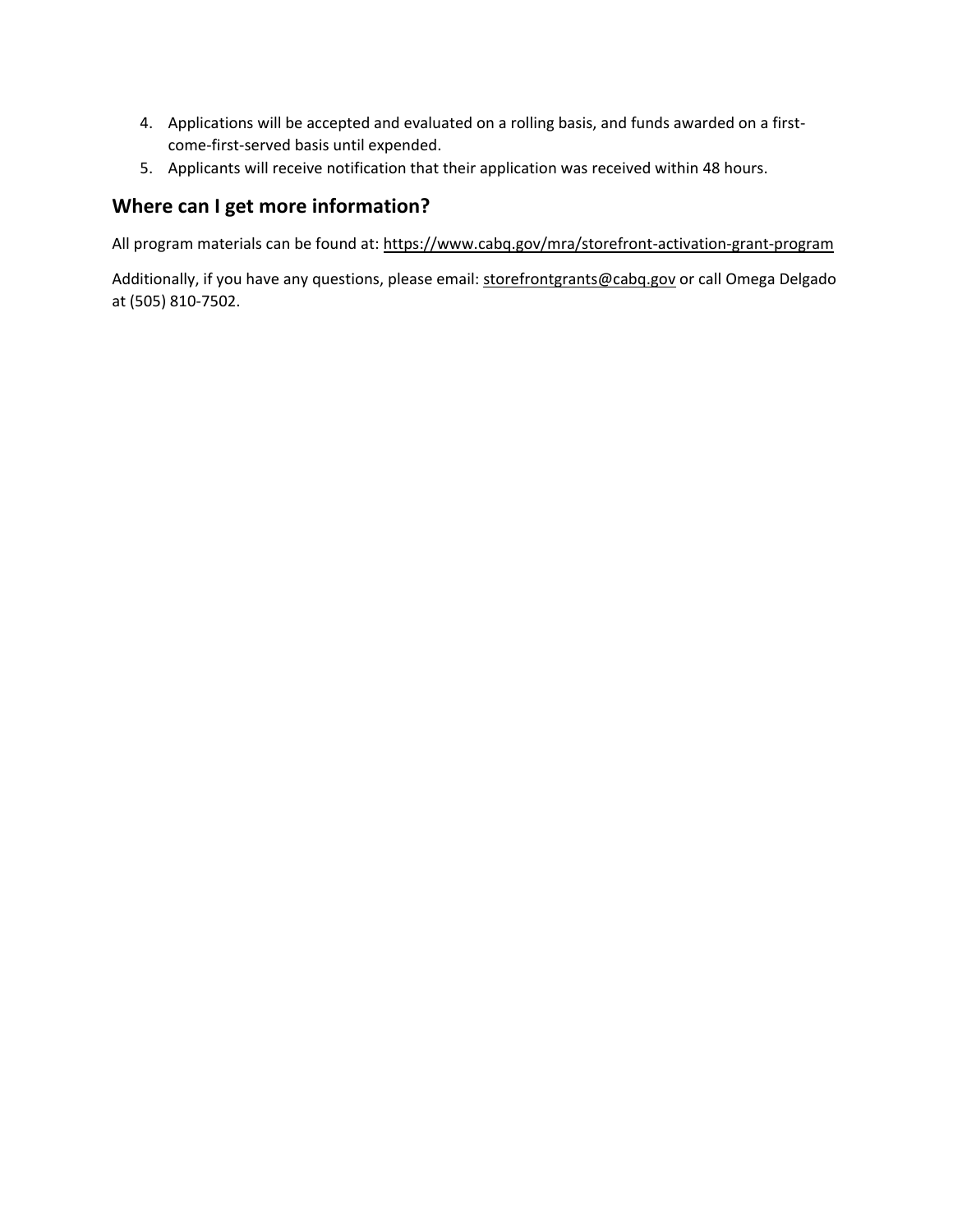4. Applications will be accepted and evaluated on a rolling basis, and funds awarded on a first-come-first-served basis until expended.
5. Applicants will receive notification that their application was received within 48 hours.

## Where can I get more information?

All program materials can be found at: https://www.cabq.gov/mra/storefront-activation-grant-program

Additionally, if you have any questions, please email: storefrontgrants@cabq.gov or call Omega Delgado at (505) 810-7502.